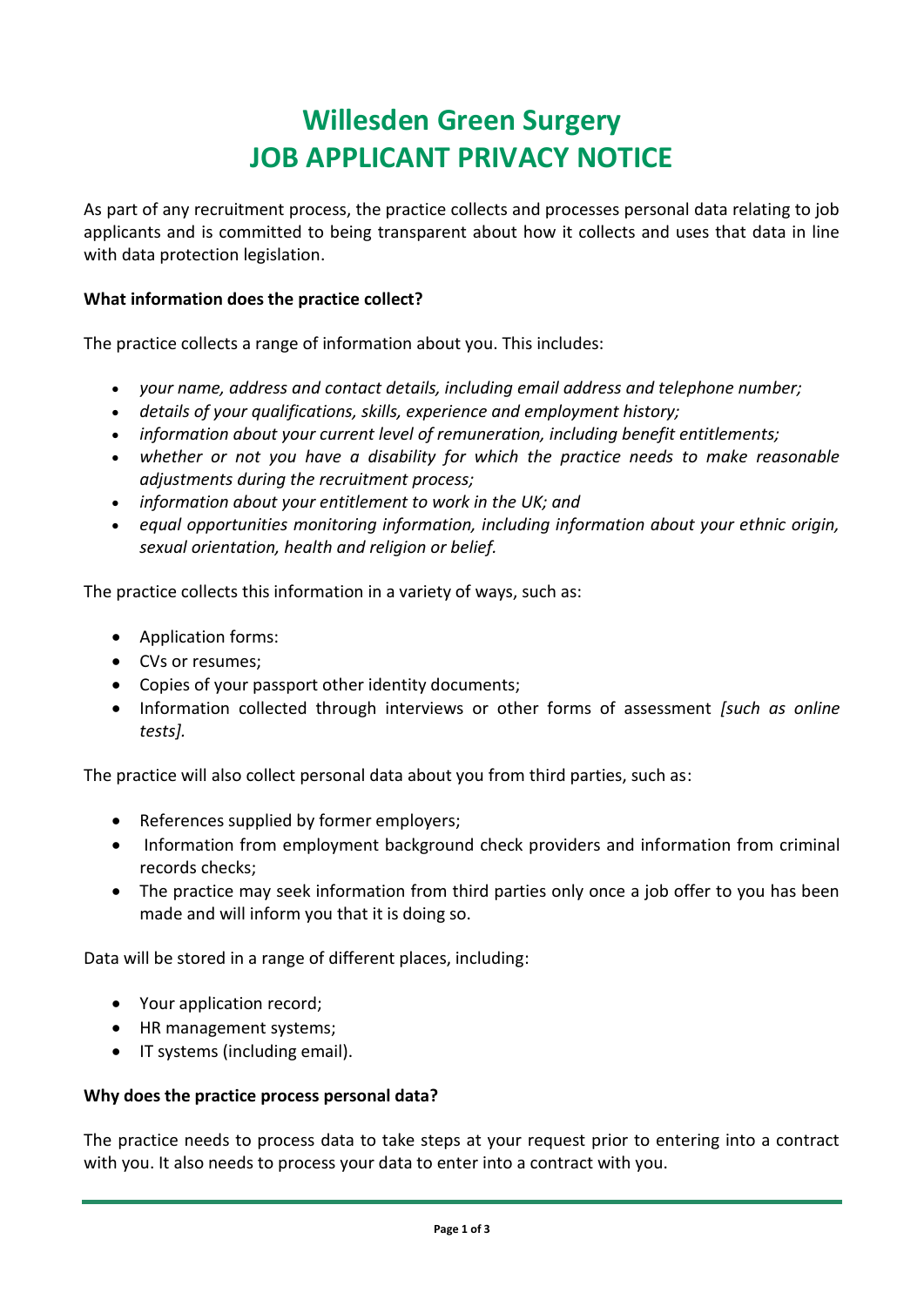# Willesden Green Surgery
# JOB APPLICANT PRIVACY NOTICE

As part of any recruitment process, the practice collects and processes personal data relating to job applicants and is committed to being transparent about how it collects and uses that data in line with data protection legislation.

**What information does the practice collect?**

The practice collects a range of information about you. This includes:

- *your name, address and contact details, including email address and telephone number;*
- *details of your qualifications, skills, experience and employment history;*
- *information about your current level of remuneration, including benefit entitlements;*
- *whether or not you have a disability for which the practice needs to make reasonable adjustments during the recruitment process;*
- *information about your entitlement to work in the UK; and*
- *equal opportunities monitoring information, including information about your ethnic origin, sexual orientation, health and religion or belief.*

The practice collects this information in a variety of ways, such as:

- Application forms:
- CVs or resumes;
- Copies of your passport other identity documents;
- Information collected through interviews or other forms of assessment *[such as online tests].*

The practice will also collect personal data about you from third parties, such as:

- References supplied by former employers;
- Information from employment background check providers and information from criminal records checks;
- The practice may seek information from third parties only once a job offer to you has been made and will inform you that it is doing so.

Data will be stored in a range of different places, including:

- Your application record;
- HR management systems;
- IT systems (including email).

**Why does the practice process personal data?**

The practice needs to process data to take steps at your request prior to entering into a contract with you. It also needs to process your data to enter into a contract with you.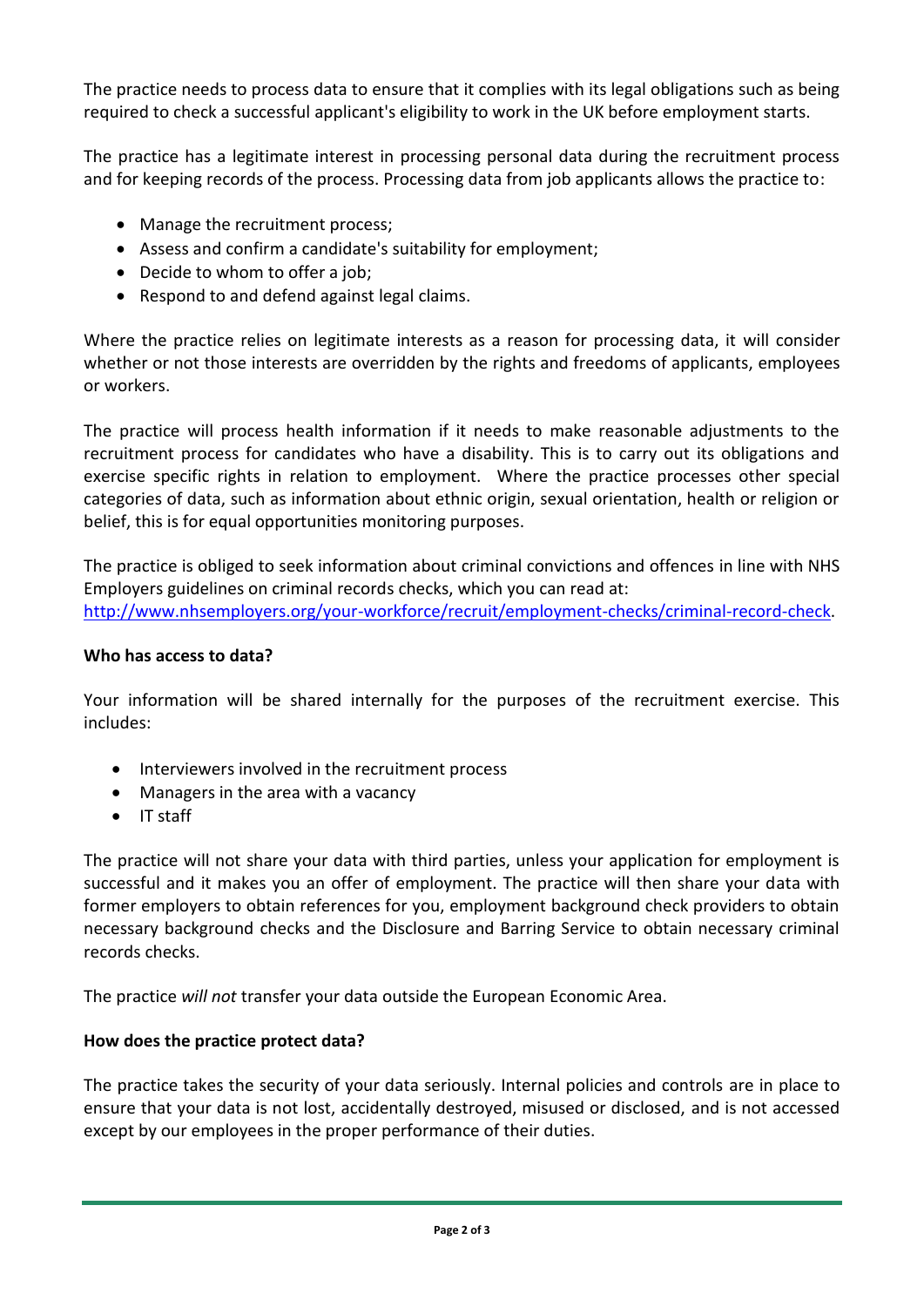The practice needs to process data to ensure that it complies with its legal obligations such as being required to check a successful applicant's eligibility to work in the UK before employment starts.

The practice has a legitimate interest in processing personal data during the recruitment process and for keeping records of the process. Processing data from job applicants allows the practice to:

- Manage the recruitment process;
- Assess and confirm a candidate's suitability for employment;
- Decide to whom to offer a job;
- Respond to and defend against legal claims.

Where the practice relies on legitimate interests as a reason for processing data, it will consider whether or not those interests are overridden by the rights and freedoms of applicants, employees or workers.

The practice will process health information if it needs to make reasonable adjustments to the recruitment process for candidates who have a disability. This is to carry out its obligations and exercise specific rights in relation to employment. Where the practice processes other special categories of data, such as information about ethnic origin, sexual orientation, health or religion or belief, this is for equal opportunities monitoring purposes.

The practice is obliged to seek information about criminal convictions and offences in line with NHS Employers guidelines on criminal records checks, which you can read at: [http://www.nhsemployers.org/your-workforce/recruit/employment-checks/criminal-record-check](http://www.nhsemployers.org/your-workforce/recruit/employment-checks/criminal-record-check).

**Who has access to data?**

Your information will be shared internally for the purposes of the recruitment exercise. This includes:

- Interviewers involved in the recruitment process
- Managers in the area with a vacancy
- IT staff

The practice will not share your data with third parties, unless your application for employment is successful and it makes you an offer of employment. The practice will then share your data with former employers to obtain references for you, employment background check providers to obtain necessary background checks and the Disclosure and Barring Service to obtain necessary criminal records checks.

The practice *will not* transfer your data outside the European Economic Area.

**How does the practice protect data?**

The practice takes the security of your data seriously. Internal policies and controls are in place to ensure that your data is not lost, accidentally destroyed, misused or disclosed, and is not accessed except by our employees in the proper performance of their duties.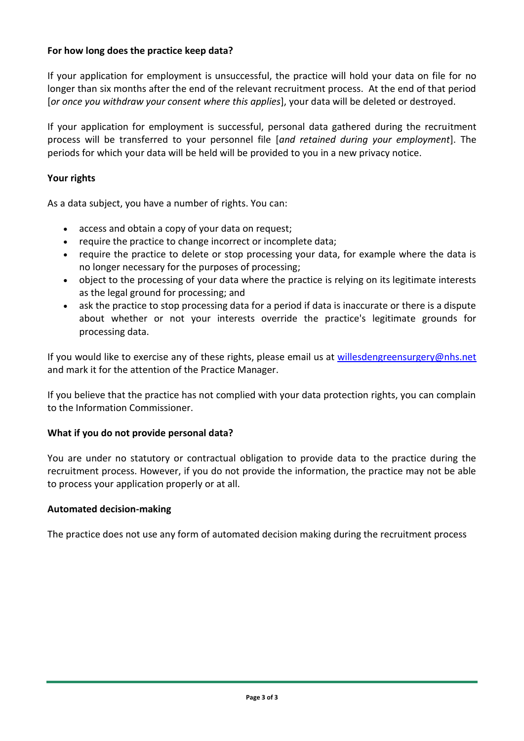**For how long does the practice keep data?**

If your application for employment is unsuccessful, the practice will hold your data on file for no longer than six months after the end of the relevant recruitment process. At the end of that period [*or once you withdraw your consent where this applies*], your data will be deleted or destroyed.

If your application for employment is successful, personal data gathered during the recruitment process will be transferred to your personnel file [*and retained during your employment*]. The periods for which your data will be held will be provided to you in a new privacy notice.

**Your rights**

As a data subject, you have a number of rights. You can:

- access and obtain a copy of your data on request;
- require the practice to change incorrect or incomplete data;
- require the practice to delete or stop processing your data, for example where the data is no longer necessary for the purposes of processing;
- object to the processing of your data where the practice is relying on its legitimate interests as the legal ground for processing; and
- ask the practice to stop processing data for a period if data is inaccurate or there is a dispute about whether or not your interests override the practice's legitimate grounds for processing data.

If you would like to exercise any of these rights, please email us at willesdengreensurgery@nhs.net and mark it for the attention of the Practice Manager.

If you believe that the practice has not complied with your data protection rights, you can complain to the Information Commissioner.

**What if you do not provide personal data?**

You are under no statutory or contractual obligation to provide data to the practice during the recruitment process. However, if you do not provide the information, the practice may not be able to process your application properly or at all.

**Automated decision-making**

The practice does not use any form of automated decision making during the recruitment process